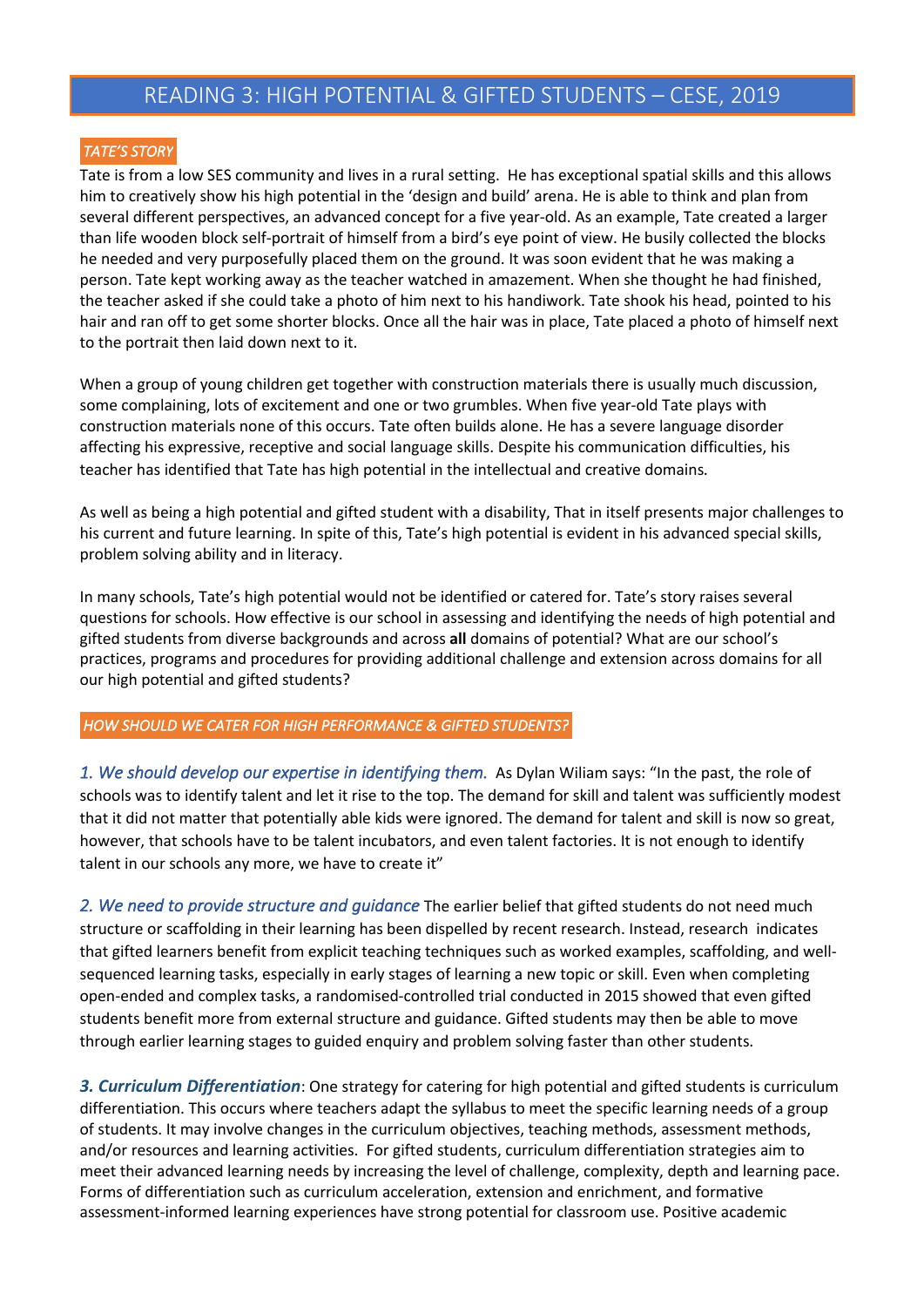# READING 3: HIGH POTENTIAL & GIFTED STUDENTS – CESE, 2019

### *TATE'S STORY*

Tate is from a low SES community and lives in a rural setting. He has exceptional spatial skills and this allows him to creatively show his high potential in the 'design and build' arena. He is able to think and plan from several different perspectives, an advanced concept for a five year-old. As an example, Tate created a larger than life wooden block self-portrait of himself from a bird's eye point of view. He busily collected the blocks he needed and very purposefully placed them on the ground. It was soon evident that he was making a person. Tate kept working away as the teacher watched in amazement. When she thought he had finished, the teacher asked if she could take a photo of him next to his handiwork. Tate shook his head, pointed to his hair and ran off to get some shorter blocks. Once all the hair was in place, Tate placed a photo of himself next to the portrait then laid down next to it.

When a group of young children get together with construction materials there is usually much discussion, some complaining, lots of excitement and one or two grumbles. When five year-old Tate plays with construction materials none of this occurs. Tate often builds alone. He has a severe language disorder affecting his expressive, receptive and social language skills. Despite his communication difficulties, his teacher has identified that Tate has high potential in the intellectual and creative domains.

As well as being a high potential and gifted student with a disability, That in itself presents major challenges to his current and future learning. In spite of this, Tate's high potential is evident in his advanced special skills, problem solving ability and in literacy.

In many schools, Tate's high potential would not be identified or catered for. Tate's story raises several questions for schools. How effective is our school in assessing and identifying the needs of high potential and gifted students from diverse backgrounds and across **all** domains of potential? What are our school's practices, programs and procedures for providing additional challenge and extension across domains for all our high potential and gifted students?

### *HOW SHOULD WE CATER FOR HIGH PERFORMANCE & GIFTED STUDENTS?*

*1. We should develop our expertise in identifying them.* As Dylan Wiliam says: "In the past, the role of schools was to identify talent and let it rise to the top. The demand for skill and talent was sufficiently modest that it did not matter that potentially able kids were ignored. The demand for talent and skill is now so great, however, that schools have to be talent incubators, and even talent factories. It is not enough to identify talent in our schools any more, we have to create it"

*2. We need to provide structure and guidance* The earlier belief that gifted students do not need much structure or scaffolding in their learning has been dispelled by recent research. Instead, research indicates that gifted learners benefit from explicit teaching techniques such as worked examples, scaffolding, and well-sequenced learning tasks, especially in early stages of learning a new topic or skill. Even when completing open-ended and complex tasks, a randomised-controlled trial conducted in 2015 showed that even gifted students benefit more from external structure and guidance. Gifted students may then be able to move through earlier learning stages to guided enquiry and problem solving faster than other students.

***3. Curriculum Differentiation***: One strategy for catering for high potential and gifted students is curriculum differentiation. This occurs where teachers adapt the syllabus to meet the specific learning needs of a group of students. It may involve changes in the curriculum objectives, teaching methods, assessment methods, and/or resources and learning activities. For gifted students, curriculum differentiation strategies aim to meet their advanced learning needs by increasing the level of challenge, complexity, depth and learning pace. Forms of differentiation such as curriculum acceleration, extension and enrichment, and formative assessment-informed learning experiences have strong potential for classroom use. Positive academic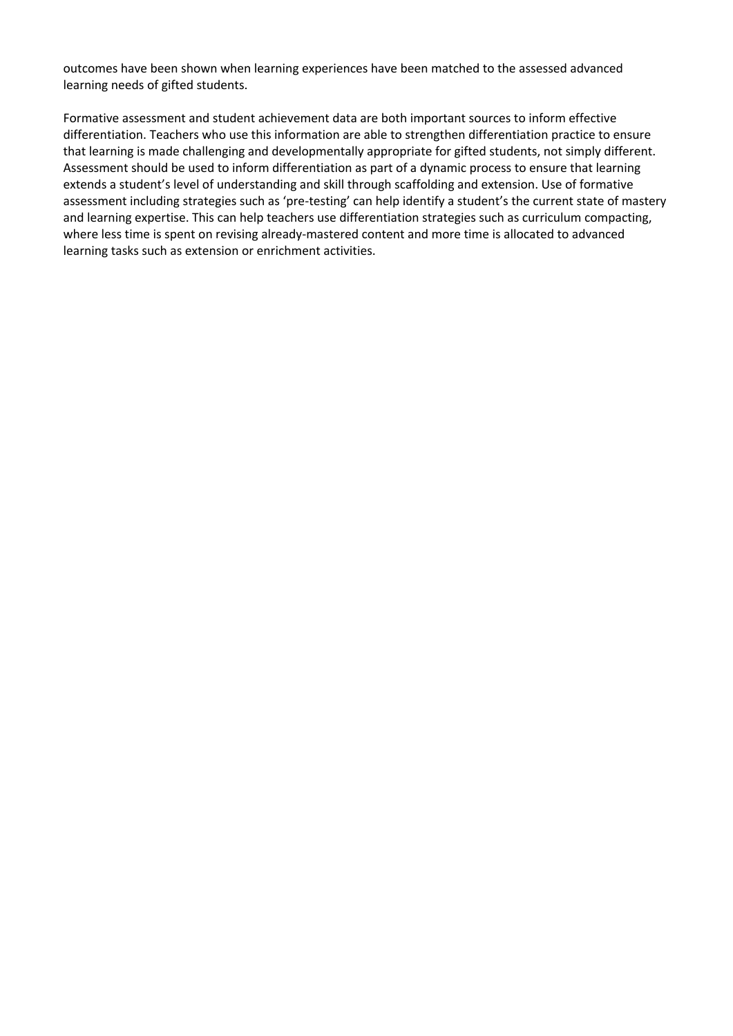outcomes have been shown when learning experiences have been matched to the assessed advanced learning needs of gifted students.

Formative assessment and student achievement data are both important sources to inform effective differentiation. Teachers who use this information are able to strengthen differentiation practice to ensure that learning is made challenging and developmentally appropriate for gifted students, not simply different. Assessment should be used to inform differentiation as part of a dynamic process to ensure that learning extends a student's level of understanding and skill through scaffolding and extension. Use of formative assessment including strategies such as 'pre-testing' can help identify a student's the current state of mastery and learning expertise. This can help teachers use differentiation strategies such as curriculum compacting, where less time is spent on revising already-mastered content and more time is allocated to advanced learning tasks such as extension or enrichment activities.